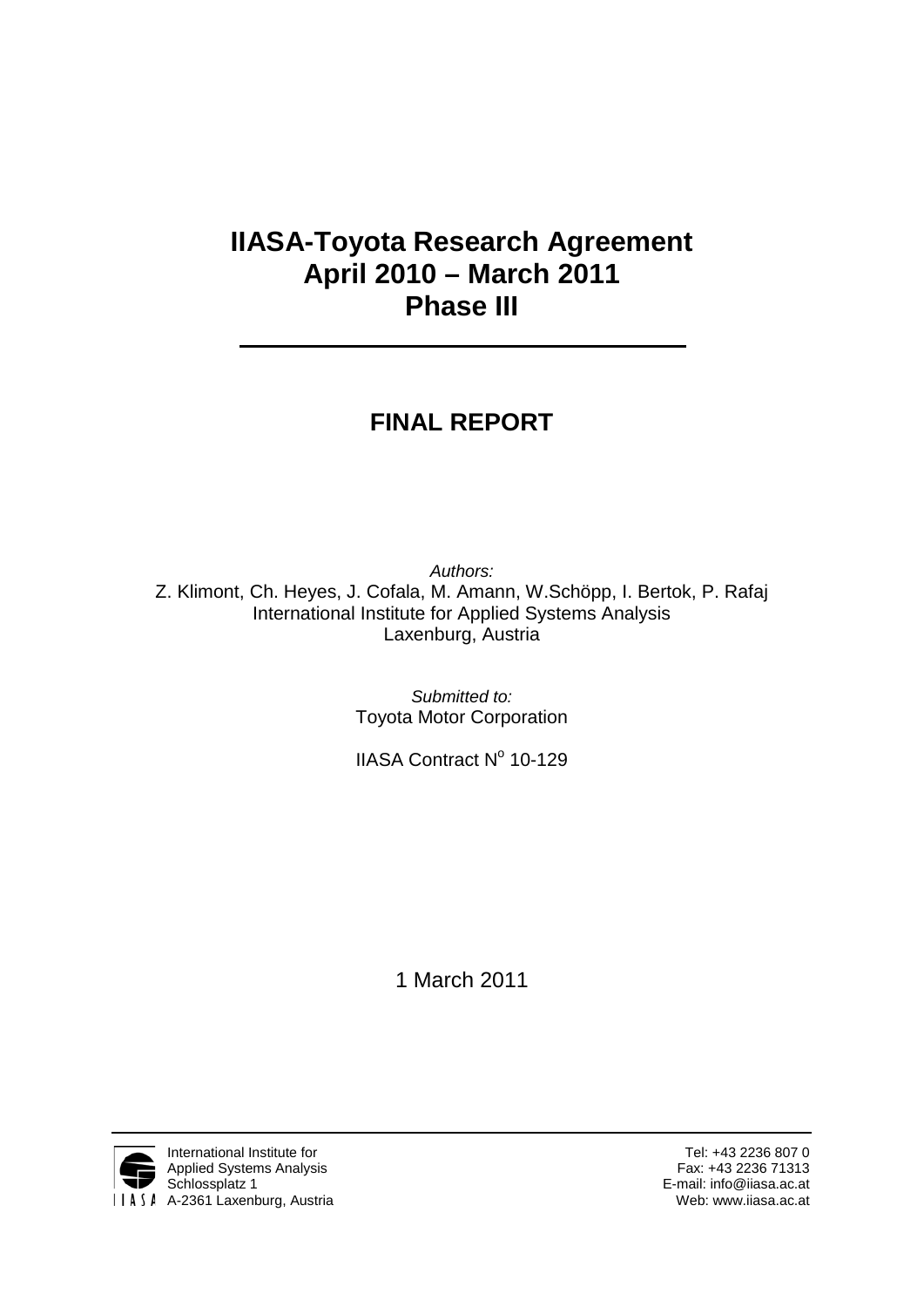# IIASA-Toyota Research Agreement
# April 2010 – March 2011
# Phase III

---

## FINAL REPORT

*Authors:*
Z. Klimont, Ch. Heyes, J. Cofala, M. Amann, W.Schöpp, I. Bertok, P. Rafaj
International Institute for Applied Systems Analysis
Laxenburg, Austria

*Submitted to:*
Toyota Motor Corporation

IIASA Contract N$^o$ 10-129

1 March 2011

---

International Institute for
Applied Systems Analysis
Schlossplatz 1
A-2361 Laxenburg, Austria

Tel: +43 2236 807 0
Fax: +43 2236 71313
E-mail: info@iiasa.ac.at
Web: www.iiasa.ac.at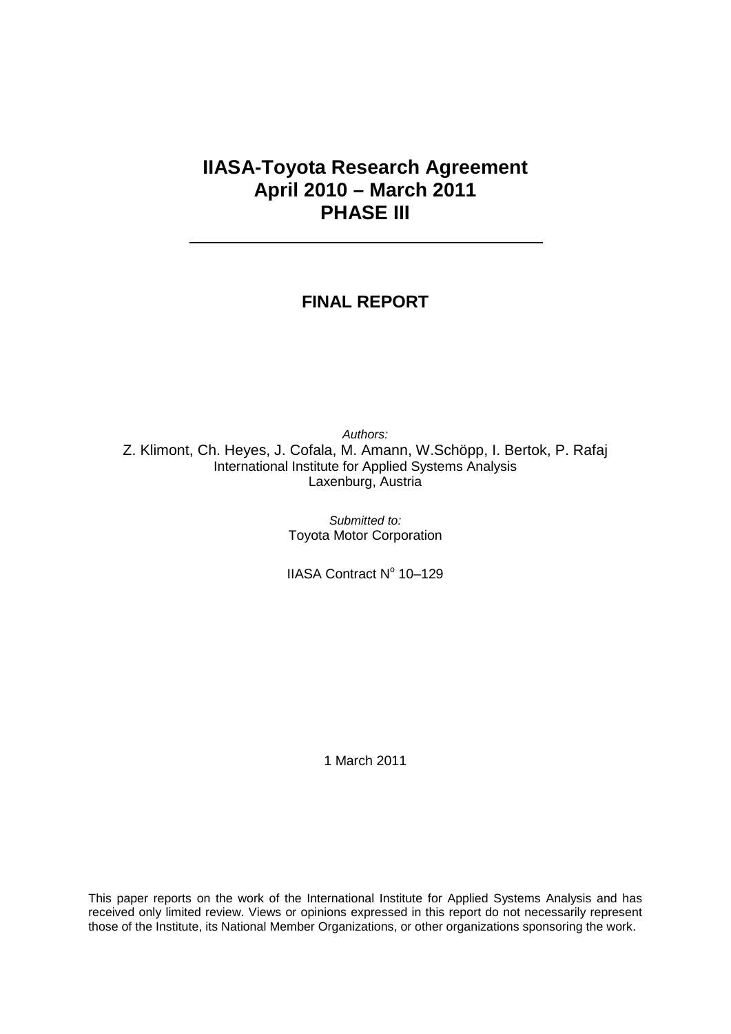# IIASA-Toyota Research Agreement
# April 2010 – March 2011
# PHASE III

---

## FINAL REPORT

*Authors:*

Z. Klimont, Ch. Heyes, J. Cofala, M. Amann, W.Schöpp, I. Bertok, P. Rafaj

International Institute for Applied Systems Analysis

Laxenburg, Austria

*Submitted to:*

Toyota Motor Corporation

IIASA Contract N$^{o}$ 10–129

1 March 2011

This paper reports on the work of the International Institute for Applied Systems Analysis and has received only limited review. Views or opinions expressed in this report do not necessarily represent those of the Institute, its National Member Organizations, or other organizations sponsoring the work.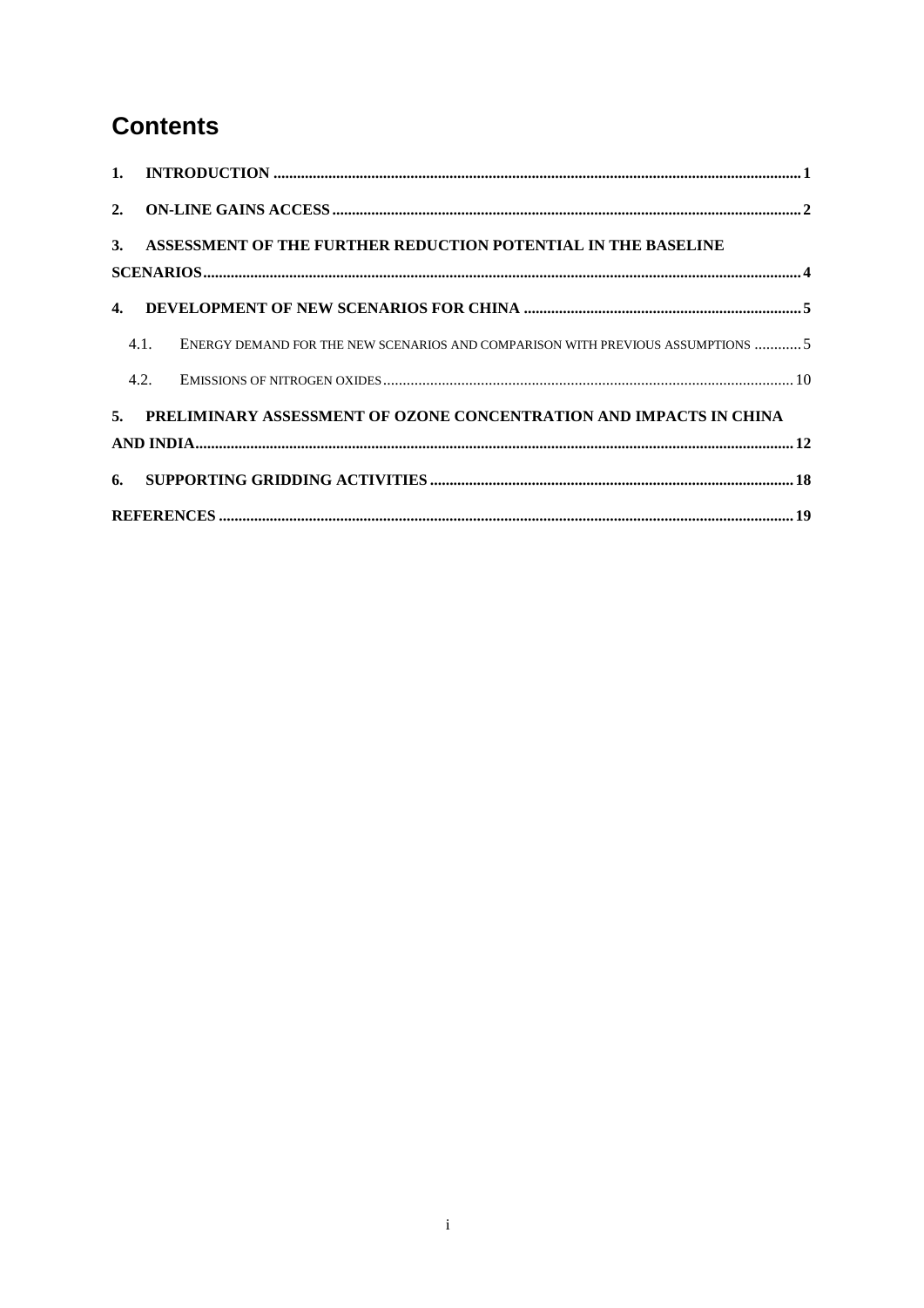# Contents

1. INTRODUCTION ..... 1
2. ON-LINE GAINS ACCESS ..... 2
3. ASSESSMENT OF THE FURTHER REDUCTION POTENTIAL IN THE BASELINE SCENARIOS ..... 4
4. DEVELOPMENT OF NEW SCENARIOS FOR CHINA ..... 5
   - 4.1. ENERGY DEMAND FOR THE NEW SCENARIOS AND COMPARISON WITH PREVIOUS ASSUMPTIONS ..... 5
   - 4.2. EMISSIONS OF NITROGEN OXIDES ..... 10
5. PRELIMINARY ASSESSMENT OF OZONE CONCENTRATION AND IMPACTS IN CHINA AND INDIA ..... 12
6. SUPPORTING GRIDDING ACTIVITIES ..... 18

REFERENCES ..... 19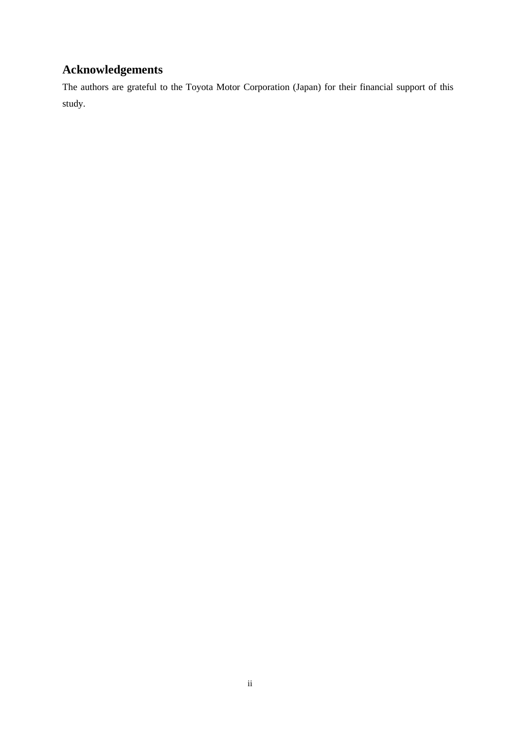## Acknowledgements

The authors are grateful to the Toyota Motor Corporation (Japan) for their financial support of this study.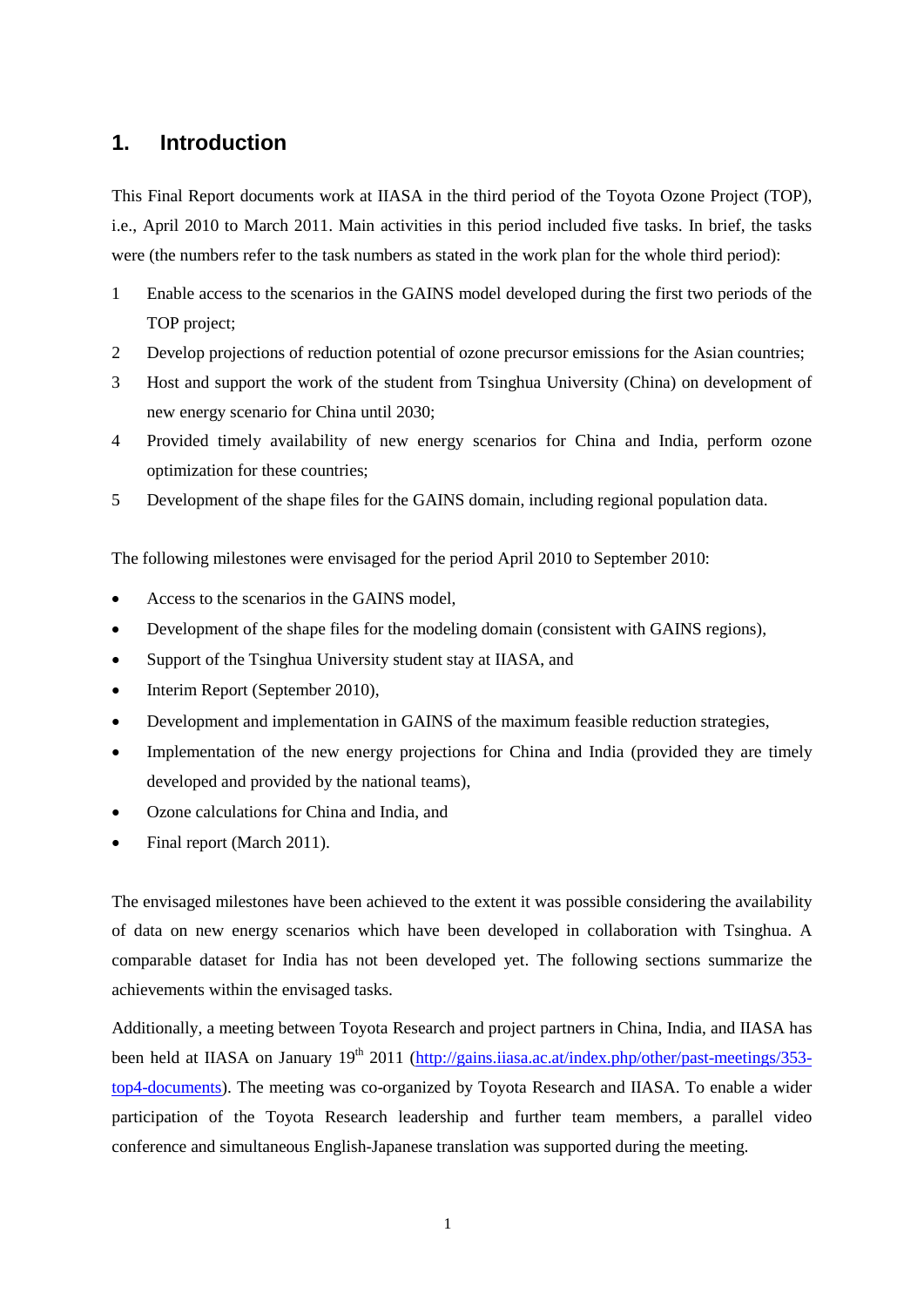# 1. Introduction

This Final Report documents work at IIASA in the third period of the Toyota Ozone Project (TOP), i.e., April 2010 to March 2011. Main activities in this period included five tasks. In brief, the tasks were (the numbers refer to the task numbers as stated in the work plan for the whole third period):

1 Enable access to the scenarios in the GAINS model developed during the first two periods of the TOP project;

2 Develop projections of reduction potential of ozone precursor emissions for the Asian countries;

3 Host and support the work of the student from Tsinghua University (China) on development of new energy scenario for China until 2030;

4 Provided timely availability of new energy scenarios for China and India, perform ozone optimization for these countries;

5 Development of the shape files for the GAINS domain, including regional population data.

The following milestones were envisaged for the period April 2010 to September 2010:

- Access to the scenarios in the GAINS model,
- Development of the shape files for the modeling domain (consistent with GAINS regions),
- Support of the Tsinghua University student stay at IIASA, and
- Interim Report (September 2010),
- Development and implementation in GAINS of the maximum feasible reduction strategies,
- Implementation of the new energy projections for China and India (provided they are timely developed and provided by the national teams),
- Ozone calculations for China and India, and
- Final report (March 2011).

The envisaged milestones have been achieved to the extent it was possible considering the availability of data on new energy scenarios which have been developed in collaboration with Tsinghua. A comparable dataset for India has not been developed yet. The following sections summarize the achievements within the envisaged tasks.

Additionally, a meeting between Toyota Research and project partners in China, India, and IIASA has been held at IIASA on January 19th 2011 (http://gains.iiasa.ac.at/index.php/other/past-meetings/353-top4-documents). The meeting was co-organized by Toyota Research and IIASA. To enable a wider participation of the Toyota Research leadership and further team members, a parallel video conference and simultaneous English-Japanese translation was supported during the meeting.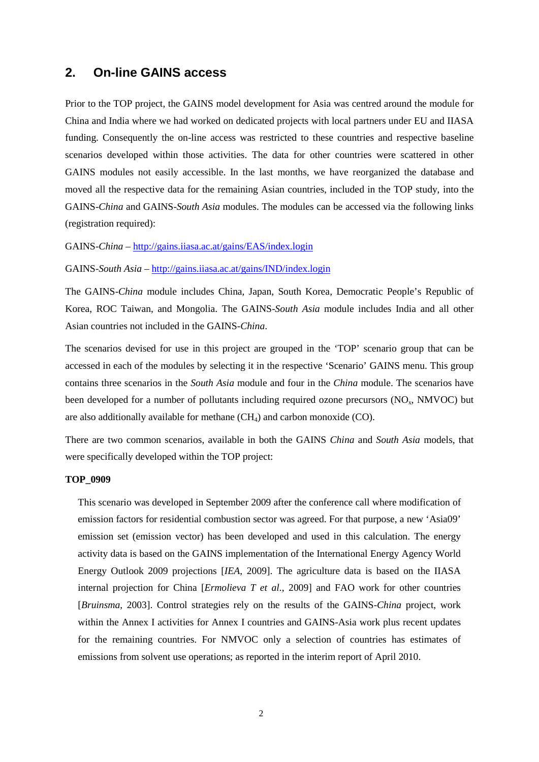## 2. On-line GAINS access

Prior to the TOP project, the GAINS model development for Asia was centred around the module for China and India where we had worked on dedicated projects with local partners under EU and IIASA funding. Consequently the on-line access was restricted to these countries and respective baseline scenarios developed within those activities. The data for other countries were scattered in other GAINS modules not easily accessible. In the last months, we have reorganized the database and moved all the respective data for the remaining Asian countries, included in the TOP study, into the GAINS-*China* and GAINS-*South Asia* modules. The modules can be accessed via the following links (registration required):

GAINS-*China* – http://gains.iiasa.ac.at/gains/EAS/index.login

GAINS-*South Asia* – http://gains.iiasa.ac.at/gains/IND/index.login

The GAINS-*China* module includes China, Japan, South Korea, Democratic People's Republic of Korea, ROC Taiwan, and Mongolia. The GAINS-*South Asia* module includes India and all other Asian countries not included in the GAINS-*China*.

The scenarios devised for use in this project are grouped in the 'TOP' scenario group that can be accessed in each of the modules by selecting it in the respective 'Scenario' GAINS menu. This group contains three scenarios in the *South Asia* module and four in the *China* module. The scenarios have been developed for a number of pollutants including required ozone precursors ($NO_x$, NMVOC) but are also additionally available for methane ($CH_4$) and carbon monoxide (CO).

There are two common scenarios, available in both the GAINS *China* and *South Asia* models, that were specifically developed within the TOP project:

**TOP_0909**

This scenario was developed in September 2009 after the conference call where modification of emission factors for residential combustion sector was agreed. For that purpose, a new 'Asia09' emission set (emission vector) has been developed and used in this calculation. The energy activity data is based on the GAINS implementation of the International Energy Agency World Energy Outlook 2009 projections [*IEA*, 2009]. The agriculture data is based on the IIASA internal projection for China [*Ermolieva T et al.*, 2009] and FAO work for other countries [*Bruinsma*, 2003]. Control strategies rely on the results of the GAINS-*China* project, work within the Annex I activities for Annex I countries and GAINS-Asia work plus recent updates for the remaining countries. For NMVOC only a selection of countries has estimates of emissions from solvent use operations; as reported in the interim report of April 2010.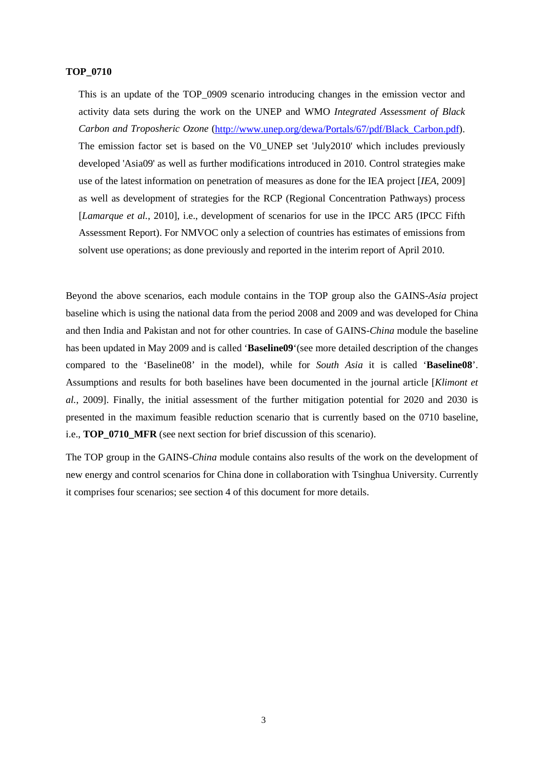**TOP_0710**

This is an update of the TOP_0909 scenario introducing changes in the emission vector and activity data sets during the work on the UNEP and WMO *Integrated Assessment of Black Carbon and Troposheric Ozone* (http://www.unep.org/dewa/Portals/67/pdf/Black_Carbon.pdf). The emission factor set is based on the V0_UNEP set 'July2010' which includes previously developed 'Asia09' as well as further modifications introduced in 2010. Control strategies make use of the latest information on penetration of measures as done for the IEA project [*IEA*, 2009] as well as development of strategies for the RCP (Regional Concentration Pathways) process [*Lamarque et al.*, 2010], i.e., development of scenarios for use in the IPCC AR5 (IPCC Fifth Assessment Report). For NMVOC only a selection of countries has estimates of emissions from solvent use operations; as done previously and reported in the interim report of April 2010.

Beyond the above scenarios, each module contains in the TOP group also the GAINS-*Asia* project baseline which is using the national data from the period 2008 and 2009 and was developed for China and then India and Pakistan and not for other countries. In case of GAINS-*China* module the baseline has been updated in May 2009 and is called '**Baseline09**'(see more detailed description of the changes compared to the 'Baseline08' in the model), while for *South Asia* it is called '**Baseline08**'. Assumptions and results for both baselines have been documented in the journal article [*Klimont et al.*, 2009]. Finally, the initial assessment of the further mitigation potential for 2020 and 2030 is presented in the maximum feasible reduction scenario that is currently based on the 0710 baseline, i.e., **TOP_0710_MFR** (see next section for brief discussion of this scenario).

The TOP group in the GAINS-*China* module contains also results of the work on the development of new energy and control scenarios for China done in collaboration with Tsinghua University. Currently it comprises four scenarios; see section 4 of this document for more details.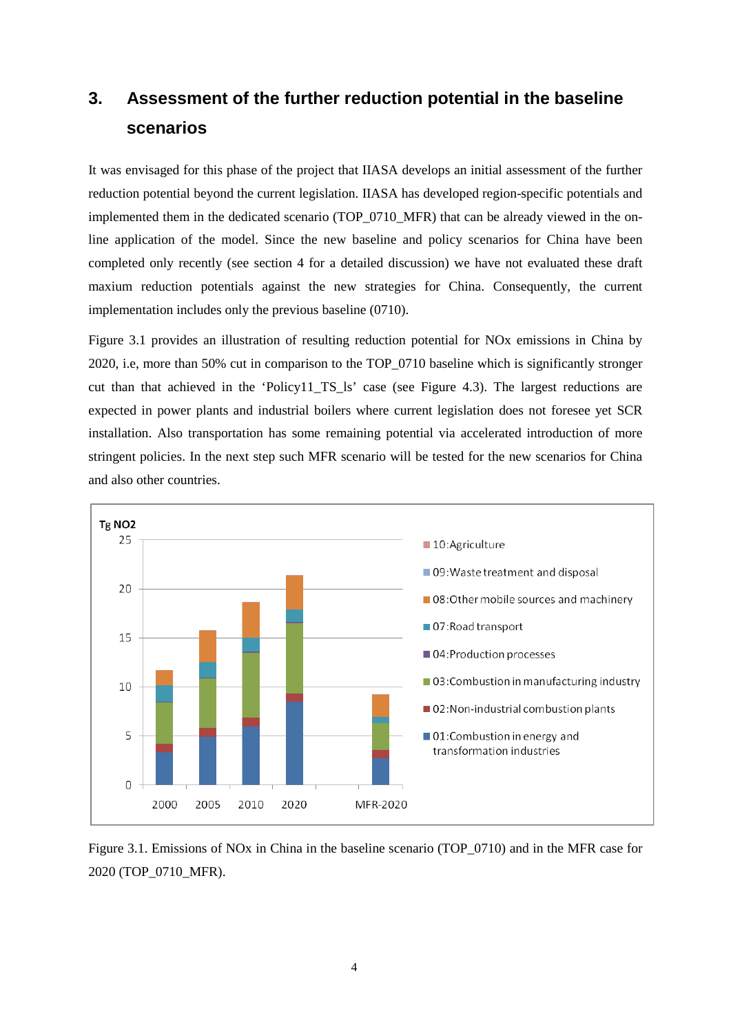## 3. Assessment of the further reduction potential in the baseline scenarios

It was envisaged for this phase of the project that IIASA develops an initial assessment of the further reduction potential beyond the current legislation. IIASA has developed region-specific potentials and implemented them in the dedicated scenario (TOP_0710_MFR) that can be already viewed in the on-line application of the model. Since the new baseline and policy scenarios for China have been completed only recently (see section 4 for a detailed discussion) we have not evaluated these draft maxium reduction potentials against the new strategies for China. Consequently, the current implementation includes only the previous baseline (0710).

Figure 3.1 provides an illustration of resulting reduction potential for NOx emissions in China by 2020, i.e, more than 50% cut in comparison to the TOP_0710 baseline which is significantly stronger cut than that achieved in the 'Policy11_TS_ls' case (see Figure 4.3). The largest reductions are expected in power plants and industrial boilers where current legislation does not foresee yet SCR installation. Also transportation has some remaining potential via accelerated introduction of more stringent policies. In the next step such MFR scenario will be tested for the new scenarios for China and also other countries.

Tg NO2

- 10:Agriculture
- 09:Waste treatment and disposal
- 08:Other mobile sources and machinery
- 07:Road transport
- 04:Production processes
- 03:Combustion in manufacturing industry
- 02:Non-industrial combustion plants
- 01:Combustion in energy and transformation industries

Figure 3.1. Emissions of NOx in China in the baseline scenario (TOP_0710) and in the MFR case for 2020 (TOP_0710_MFR).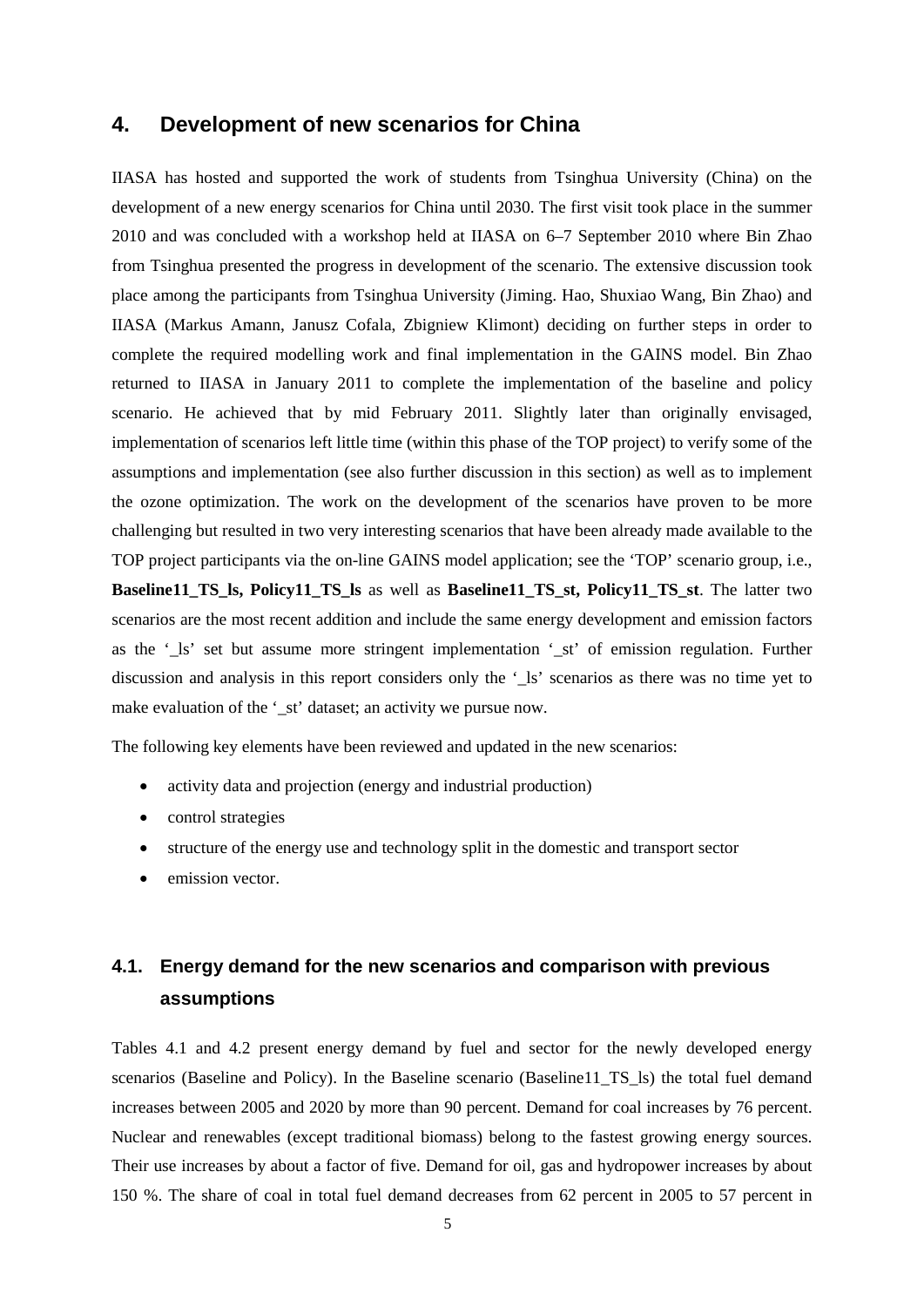## 4. Development of new scenarios for China

IIASA has hosted and supported the work of students from Tsinghua University (China) on the development of a new energy scenarios for China until 2030. The first visit took place in the summer 2010 and was concluded with a workshop held at IIASA on 6–7 September 2010 where Bin Zhao from Tsinghua presented the progress in development of the scenario. The extensive discussion took place among the participants from Tsinghua University (Jiming. Hao, Shuxiao Wang, Bin Zhao) and IIASA (Markus Amann, Janusz Cofala, Zbigniew Klimont) deciding on further steps in order to complete the required modelling work and final implementation in the GAINS model. Bin Zhao returned to IIASA in January 2011 to complete the implementation of the baseline and policy scenario. He achieved that by mid February 2011. Slightly later than originally envisaged, implementation of scenarios left little time (within this phase of the TOP project) to verify some of the assumptions and implementation (see also further discussion in this section) as well as to implement the ozone optimization. The work on the development of the scenarios have proven to be more challenging but resulted in two very interesting scenarios that have been already made available to the TOP project participants via the on-line GAINS model application; see the 'TOP' scenario group, i.e., **Baseline11_TS_ls, Policy11_TS_ls** as well as **Baseline11_TS_st, Policy11_TS_st**. The latter two scenarios are the most recent addition and include the same energy development and emission factors as the '_ls' set but assume more stringent implementation '_st' of emission regulation. Further discussion and analysis in this report considers only the '_ls' scenarios as there was no time yet to make evaluation of the '_st' dataset; an activity we pursue now.

The following key elements have been reviewed and updated in the new scenarios:

- activity data and projection (energy and industrial production)
- control strategies
- structure of the energy use and technology split in the domestic and transport sector
- emission vector.

### 4.1. Energy demand for the new scenarios and comparison with previous assumptions

Tables 4.1 and 4.2 present energy demand by fuel and sector for the newly developed energy scenarios (Baseline and Policy). In the Baseline scenario (Baseline11_TS_ls) the total fuel demand increases between 2005 and 2020 by more than 90 percent. Demand for coal increases by 76 percent. Nuclear and renewables (except traditional biomass) belong to the fastest growing energy sources. Their use increases by about a factor of five. Demand for oil, gas and hydropower increases by about 150 %. The share of coal in total fuel demand decreases from 62 percent in 2005 to 57 percent in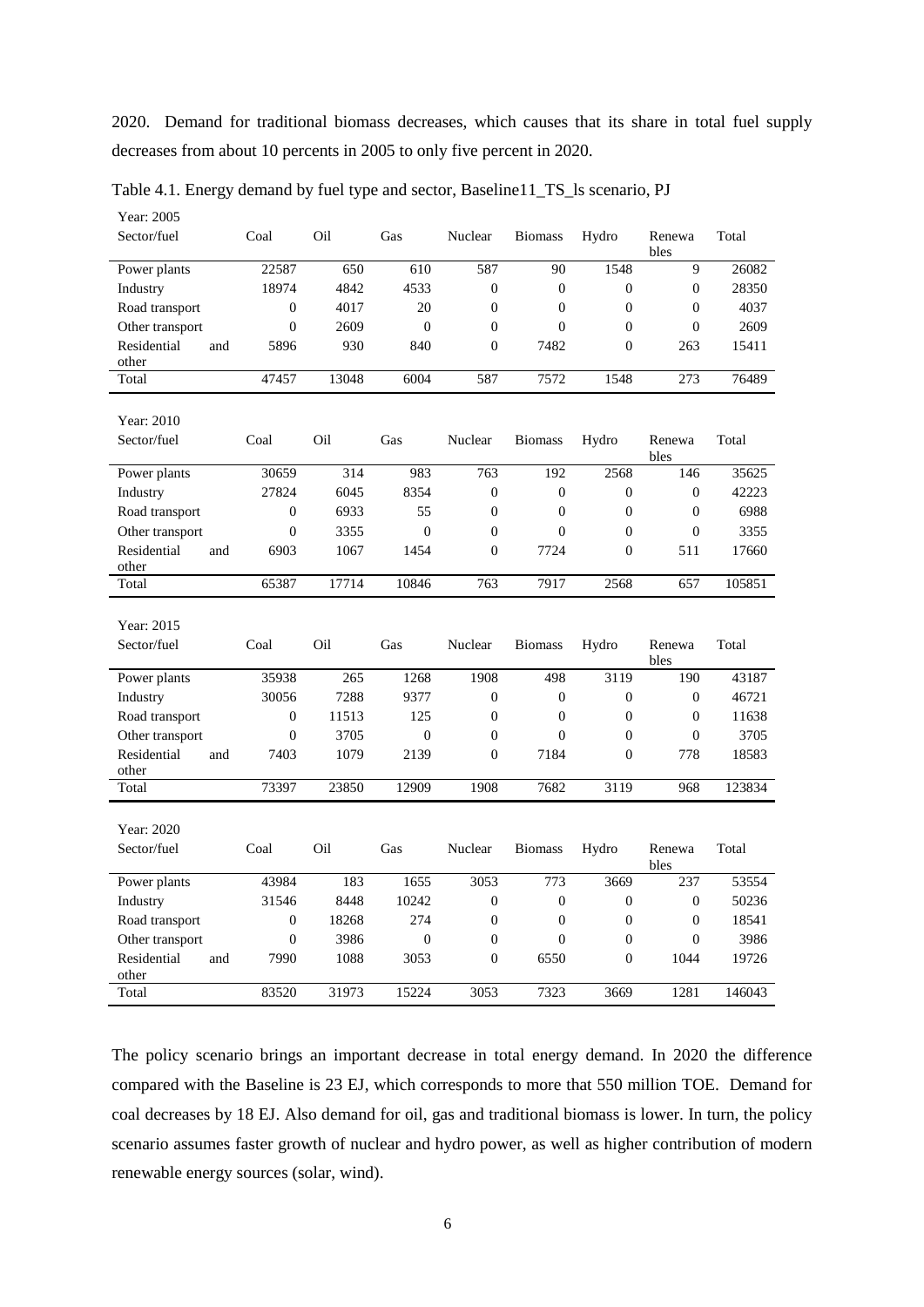2020. Demand for traditional biomass decreases, which causes that its share in total fuel supply decreases from about 10 percents in 2005 to only five percent in 2020.

Table 4.1. Energy demand by fuel type and sector, Baseline11_TS_ls scenario, PJ

Year: 2005

| Sector/fuel | Coal | Oil | Gas | Nuclear | Biomass | Hydro | Renewables | Total |
|---|---|---|---|---|---|---|---|---|
| Power plants | 22587 | 650 | 610 | 587 | 90 | 1548 | 9 | 26082 |
| Industry | 18974 | 4842 | 4533 | 0 | 0 | 0 | 0 | 28350 |
| Road transport | 0 | 4017 | 20 | 0 | 0 | 0 | 0 | 4037 |
| Other transport | 0 | 2609 | 0 | 0 | 0 | 0 | 0 | 2609 |
| Residential and other | 5896 | 930 | 840 | 0 | 7482 | 0 | 263 | 15411 |
| Total | 47457 | 13048 | 6004 | 587 | 7572 | 1548 | 273 | 76489 |

Year: 2010

| Sector/fuel | Coal | Oil | Gas | Nuclear | Biomass | Hydro | Renewables | Total |
|---|---|---|---|---|---|---|---|---|
| Power plants | 30659 | 314 | 983 | 763 | 192 | 2568 | 146 | 35625 |
| Industry | 27824 | 6045 | 8354 | 0 | 0 | 0 | 0 | 42223 |
| Road transport | 0 | 6933 | 55 | 0 | 0 | 0 | 0 | 6988 |
| Other transport | 0 | 3355 | 0 | 0 | 0 | 0 | 0 | 3355 |
| Residential and other | 6903 | 1067 | 1454 | 0 | 7724 | 0 | 511 | 17660 |
| Total | 65387 | 17714 | 10846 | 763 | 7917 | 2568 | 657 | 105851 |

Year: 2015

| Sector/fuel | Coal | Oil | Gas | Nuclear | Biomass | Hydro | Renewables | Total |
|---|---|---|---|---|---|---|---|---|
| Power plants | 35938 | 265 | 1268 | 1908 | 498 | 3119 | 190 | 43187 |
| Industry | 30056 | 7288 | 9377 | 0 | 0 | 0 | 0 | 46721 |
| Road transport | 0 | 11513 | 125 | 0 | 0 | 0 | 0 | 11638 |
| Other transport | 0 | 3705 | 0 | 0 | 0 | 0 | 0 | 3705 |
| Residential and other | 7403 | 1079 | 2139 | 0 | 7184 | 0 | 778 | 18583 |
| Total | 73397 | 23850 | 12909 | 1908 | 7682 | 3119 | 968 | 123834 |

Year: 2020

| Sector/fuel | Coal | Oil | Gas | Nuclear | Biomass | Hydro | Renewables | Total |
|---|---|---|---|---|---|---|---|---|
| Power plants | 43984 | 183 | 1655 | 3053 | 773 | 3669 | 237 | 53554 |
| Industry | 31546 | 8448 | 10242 | 0 | 0 | 0 | 0 | 50236 |
| Road transport | 0 | 18268 | 274 | 0 | 0 | 0 | 0 | 18541 |
| Other transport | 0 | 3986 | 0 | 0 | 0 | 0 | 0 | 3986 |
| Residential and other | 7990 | 1088 | 3053 | 0 | 6550 | 0 | 1044 | 19726 |
| Total | 83520 | 31973 | 15224 | 3053 | 7323 | 3669 | 1281 | 146043 |

The policy scenario brings an important decrease in total energy demand. In 2020 the difference compared with the Baseline is 23 EJ, which corresponds to more that 550 million TOE. Demand for coal decreases by 18 EJ. Also demand for oil, gas and traditional biomass is lower. In turn, the policy scenario assumes faster growth of nuclear and hydro power, as well as higher contribution of modern renewable energy sources (solar, wind).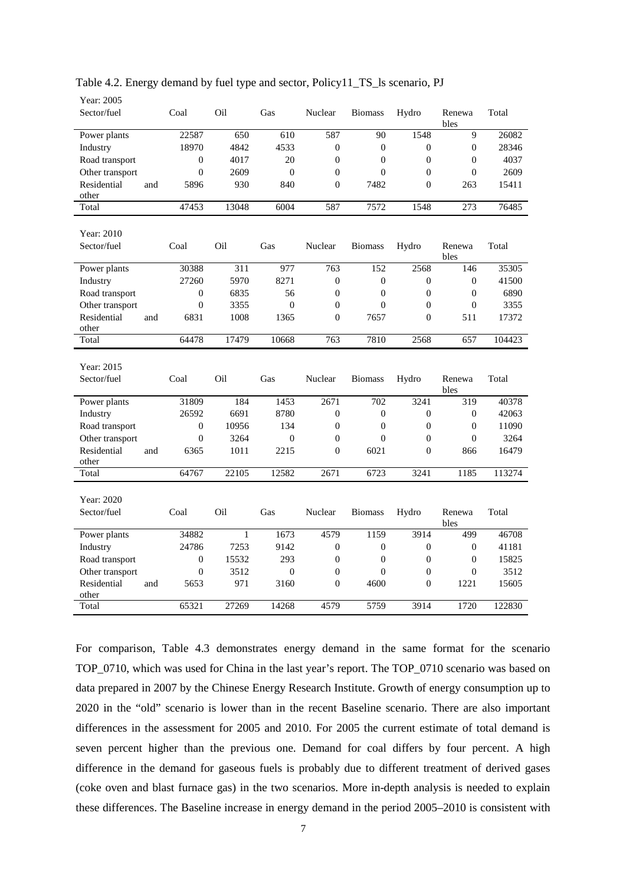Table 4.2. Energy demand by fuel type and sector, Policy11_TS_ls scenario, PJ

Year: 2005

| Sector/fuel | Coal | Oil | Gas | Nuclear | Biomass | Hydro | Renewables | Total |
|---|---|---|---|---|---|---|---|---|
| Power plants | 22587 | 650 | 610 | 587 | 90 | 1548 | 9 | 26082 |
| Industry | 18970 | 4842 | 4533 | 0 | 0 | 0 | 0 | 28346 |
| Road transport | 0 | 4017 | 20 | 0 | 0 | 0 | 0 | 4037 |
| Other transport | 0 | 2609 | 0 | 0 | 0 | 0 | 0 | 2609 |
| Residential and other | 5896 | 930 | 840 | 0 | 7482 | 0 | 263 | 15411 |
| Total | 47453 | 13048 | 6004 | 587 | 7572 | 1548 | 273 | 76485 |

Year: 2010

| Sector/fuel | Coal | Oil | Gas | Nuclear | Biomass | Hydro | Renewables | Total |
|---|---|---|---|---|---|---|---|---|
| Power plants | 30388 | 311 | 977 | 763 | 152 | 2568 | 146 | 35305 |
| Industry | 27260 | 5970 | 8271 | 0 | 0 | 0 | 0 | 41500 |
| Road transport | 0 | 6835 | 56 | 0 | 0 | 0 | 0 | 6890 |
| Other transport | 0 | 3355 | 0 | 0 | 0 | 0 | 0 | 3355 |
| Residential and other | 6831 | 1008 | 1365 | 0 | 7657 | 0 | 511 | 17372 |
| Total | 64478 | 17479 | 10668 | 763 | 7810 | 2568 | 657 | 104423 |

Year: 2015

| Sector/fuel | Coal | Oil | Gas | Nuclear | Biomass | Hydro | Renewables | Total |
|---|---|---|---|---|---|---|---|---|
| Power plants | 31809 | 184 | 1453 | 2671 | 702 | 3241 | 319 | 40378 |
| Industry | 26592 | 6691 | 8780 | 0 | 0 | 0 | 0 | 42063 |
| Road transport | 0 | 10956 | 134 | 0 | 0 | 0 | 0 | 11090 |
| Other transport | 0 | 3264 | 0 | 0 | 0 | 0 | 0 | 3264 |
| Residential and other | 6365 | 1011 | 2215 | 0 | 6021 | 0 | 866 | 16479 |
| Total | 64767 | 22105 | 12582 | 2671 | 6723 | 3241 | 1185 | 113274 |

Year: 2020

| Sector/fuel | Coal | Oil | Gas | Nuclear | Biomass | Hydro | Renewables | Total |
|---|---|---|---|---|---|---|---|---|
| Power plants | 34882 | 1 | 1673 | 4579 | 1159 | 3914 | 499 | 46708 |
| Industry | 24786 | 7253 | 9142 | 0 | 0 | 0 | 0 | 41181 |
| Road transport | 0 | 15532 | 293 | 0 | 0 | 0 | 0 | 15825 |
| Other transport | 0 | 3512 | 0 | 0 | 0 | 0 | 0 | 3512 |
| Residential and other | 5653 | 971 | 3160 | 0 | 4600 | 0 | 1221 | 15605 |
| Total | 65321 | 27269 | 14268 | 4579 | 5759 | 3914 | 1720 | 122830 |

For comparison, Table 4.3 demonstrates energy demand in the same format for the scenario TOP_0710, which was used for China in the last year's report. The TOP_0710 scenario was based on data prepared in 2007 by the Chinese Energy Research Institute. Growth of energy consumption up to 2020 in the "old" scenario is lower than in the recent Baseline scenario. There are also important differences in the assessment for 2005 and 2010. For 2005 the current estimate of total demand is seven percent higher than the previous one. Demand for coal differs by four percent. A high difference in the demand for gaseous fuels is probably due to different treatment of derived gases (coke oven and blast furnace gas) in the two scenarios. More in-depth analysis is needed to explain these differences. The Baseline increase in energy demand in the period 2005–2010 is consistent with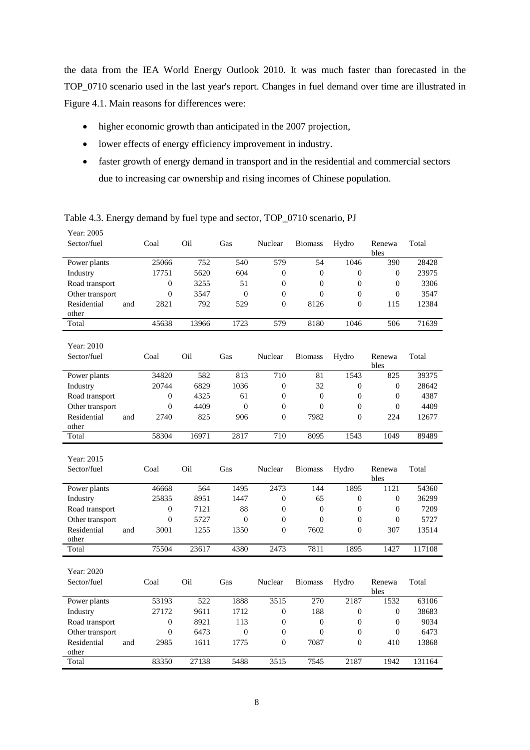the data from the IEA World Energy Outlook 2010. It was much faster than forecasted in the TOP_0710 scenario used in the last year's report. Changes in fuel demand over time are illustrated in Figure 4.1. Main reasons for differences were:

- higher economic growth than anticipated in the 2007 projection,
- lower effects of energy efficiency improvement in industry.
- faster growth of energy demand in transport and in the residential and commercial sectors due to increasing car ownership and rising incomes of Chinese population.

Table 4.3. Energy demand by fuel type and sector, TOP_0710 scenario, PJ

Year: 2005

| Sector/fuel | Coal | Oil | Gas | Nuclear | Biomass | Hydro | Renewables | Total |
|---|---|---|---|---|---|---|---|---|
| Power plants | 25066 | 752 | 540 | 579 | 54 | 1046 | 390 | 28428 |
| Industry | 17751 | 5620 | 604 | 0 | 0 | 0 | 0 | 23975 |
| Road transport | 0 | 3255 | 51 | 0 | 0 | 0 | 0 | 3306 |
| Other transport | 0 | 3547 | 0 | 0 | 0 | 0 | 0 | 3547 |
| Residential and other | 2821 | 792 | 529 | 0 | 8126 | 0 | 115 | 12384 |
| Total | 45638 | 13966 | 1723 | 579 | 8180 | 1046 | 506 | 71639 |

Year: 2010

| Sector/fuel | Coal | Oil | Gas | Nuclear | Biomass | Hydro | Renewables | Total |
|---|---|---|---|---|---|---|---|---|
| Power plants | 34820 | 582 | 813 | 710 | 81 | 1543 | 825 | 39375 |
| Industry | 20744 | 6829 | 1036 | 0 | 32 | 0 | 0 | 28642 |
| Road transport | 0 | 4325 | 61 | 0 | 0 | 0 | 0 | 4387 |
| Other transport | 0 | 4409 | 0 | 0 | 0 | 0 | 0 | 4409 |
| Residential and other | 2740 | 825 | 906 | 0 | 7982 | 0 | 224 | 12677 |
| Total | 58304 | 16971 | 2817 | 710 | 8095 | 1543 | 1049 | 89489 |

Year: 2015

| Sector/fuel | Coal | Oil | Gas | Nuclear | Biomass | Hydro | Renewables | Total |
|---|---|---|---|---|---|---|---|---|
| Power plants | 46668 | 564 | 1495 | 2473 | 144 | 1895 | 1121 | 54360 |
| Industry | 25835 | 8951 | 1447 | 0 | 65 | 0 | 0 | 36299 |
| Road transport | 0 | 7121 | 88 | 0 | 0 | 0 | 0 | 7209 |
| Other transport | 0 | 5727 | 0 | 0 | 0 | 0 | 0 | 5727 |
| Residential and other | 3001 | 1255 | 1350 | 0 | 7602 | 0 | 307 | 13514 |
| Total | 75504 | 23617 | 4380 | 2473 | 7811 | 1895 | 1427 | 117108 |

Year: 2020

| Sector/fuel | Coal | Oil | Gas | Nuclear | Biomass | Hydro | Renewables | Total |
|---|---|---|---|---|---|---|---|---|
| Power plants | 53193 | 522 | 1888 | 3515 | 270 | 2187 | 1532 | 63106 |
| Industry | 27172 | 9611 | 1712 | 0 | 188 | 0 | 0 | 38683 |
| Road transport | 0 | 8921 | 113 | 0 | 0 | 0 | 0 | 9034 |
| Other transport | 0 | 6473 | 0 | 0 | 0 | 0 | 0 | 6473 |
| Residential and other | 2985 | 1611 | 1775 | 0 | 7087 | 0 | 410 | 13868 |
| Total | 83350 | 27138 | 5488 | 3515 | 7545 | 2187 | 1942 | 131164 |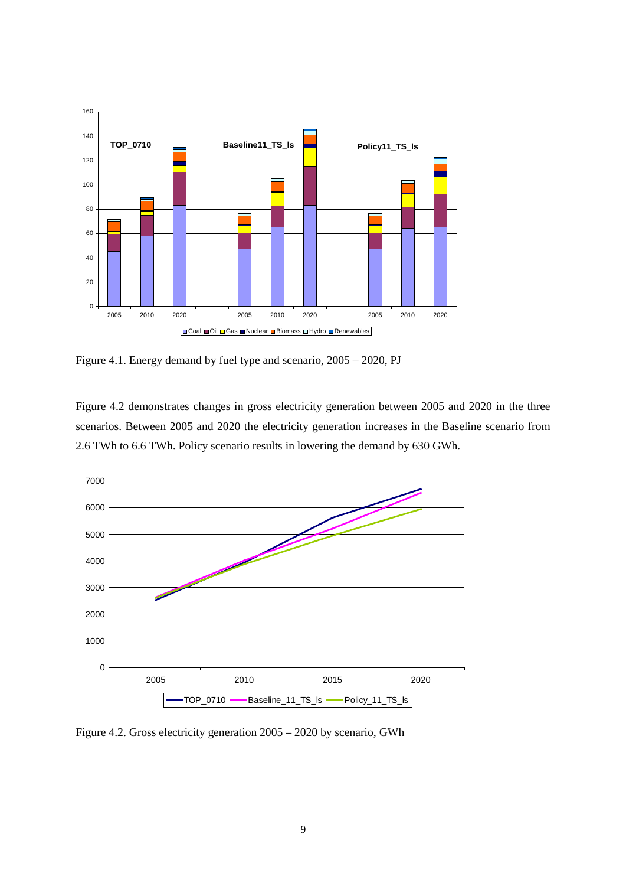Figure 4.1. Energy demand by fuel type and scenario, 2005 – 2020, PJ

Figure 4.2 demonstrates changes in gross electricity generation between 2005 and 2020 in the three scenarios. Between 2005 and 2020 the electricity generation increases in the Baseline scenario from 2.6 TWh to 6.6 TWh. Policy scenario results in lowering the demand by 630 GWh.

Figure 4.2. Gross electricity generation 2005 – 2020 by scenario, GWh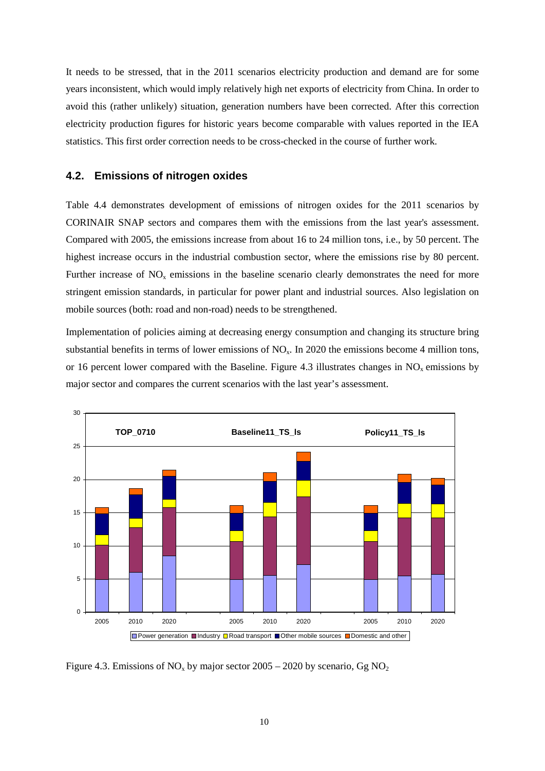It needs to be stressed, that in the 2011 scenarios electricity production and demand are for some years inconsistent, which would imply relatively high net exports of electricity from China. In order to avoid this (rather unlikely) situation, generation numbers have been corrected. After this correction electricity production figures for historic years become comparable with values reported in the IEA statistics. This first order correction needs to be cross-checked in the course of further work.

## 4.2. Emissions of nitrogen oxides

Table 4.4 demonstrates development of emissions of nitrogen oxides for the 2011 scenarios by CORINAIR SNAP sectors and compares them with the emissions from the last year's assessment. Compared with 2005, the emissions increase from about 16 to 24 million tons, i.e., by 50 percent. The highest increase occurs in the industrial combustion sector, where the emissions rise by 80 percent. Further increase of $NO_x$ emissions in the baseline scenario clearly demonstrates the need for more stringent emission standards, in particular for power plant and industrial sources. Also legislation on mobile sources (both: road and non-road) needs to be strengthened.

Implementation of policies aiming at decreasing energy consumption and changing its structure bring substantial benefits in terms of lower emissions of $NO_x$. In 2020 the emissions become 4 million tons, or 16 percent lower compared with the Baseline. Figure 4.3 illustrates changes in $NO_x$ emissions by major sector and compares the current scenarios with the last year's assessment.

Figure 4.3. Emissions of $NO_x$ by major sector 2005 – 2020 by scenario, Gg $NO_2$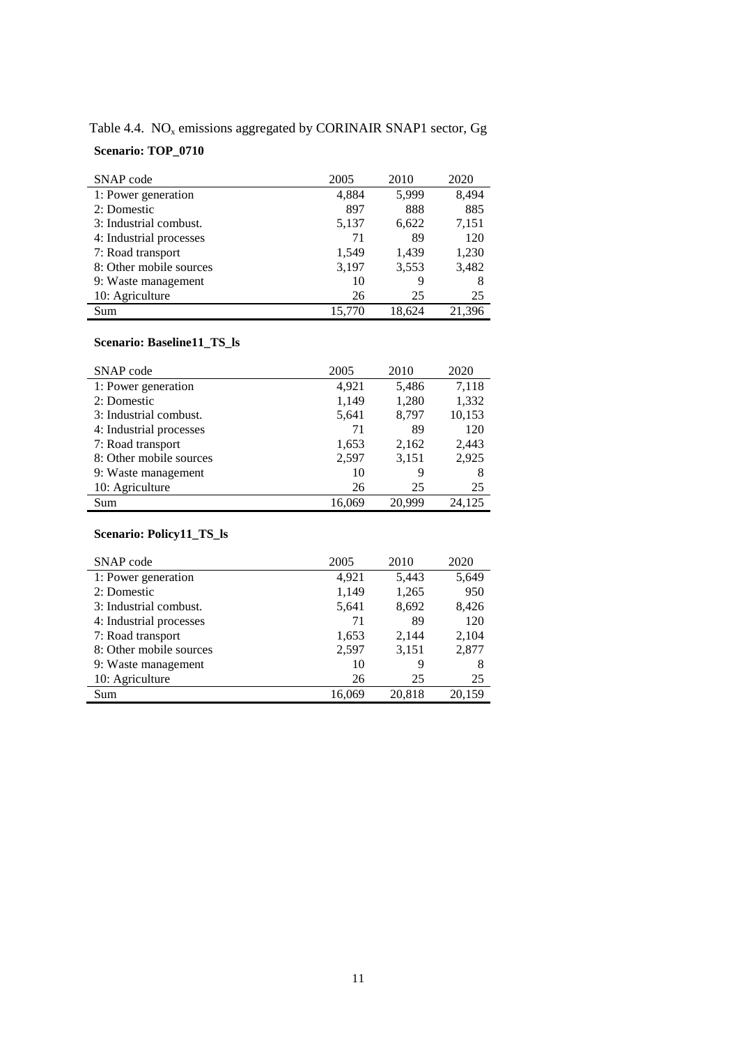Table 4.4. $NO_x$ emissions aggregated by CORINAIR SNAP1 sector, Gg

**Scenario: TOP_0710**

| SNAP code | 2005 | 2010 | 2020 |
|---|---|---|---|
| 1: Power generation | 4,884 | 5,999 | 8,494 |
| 2: Domestic | 897 | 888 | 885 |
| 3: Industrial combust. | 5,137 | 6,622 | 7,151 |
| 4: Industrial processes | 71 | 89 | 120 |
| 7: Road transport | 1,549 | 1,439 | 1,230 |
| 8: Other mobile sources | 3,197 | 3,553 | 3,482 |
| 9: Waste management | 10 | 9 | 8 |
| 10: Agriculture | 26 | 25 | 25 |
| Sum | 15,770 | 18,624 | 21,396 |

**Scenario: Baseline11_TS_ls**

| SNAP code | 2005 | 2010 | 2020 |
|---|---|---|---|
| 1: Power generation | 4,921 | 5,486 | 7,118 |
| 2: Domestic | 1,149 | 1,280 | 1,332 |
| 3: Industrial combust. | 5,641 | 8,797 | 10,153 |
| 4: Industrial processes | 71 | 89 | 120 |
| 7: Road transport | 1,653 | 2,162 | 2,443 |
| 8: Other mobile sources | 2,597 | 3,151 | 2,925 |
| 9: Waste management | 10 | 9 | 8 |
| 10: Agriculture | 26 | 25 | 25 |
| Sum | 16,069 | 20,999 | 24,125 |

**Scenario: Policy11_TS_ls**

| SNAP code | 2005 | 2010 | 2020 |
|---|---|---|---|
| 1: Power generation | 4,921 | 5,443 | 5,649 |
| 2: Domestic | 1,149 | 1,265 | 950 |
| 3: Industrial combust. | 5,641 | 8,692 | 8,426 |
| 4: Industrial processes | 71 | 89 | 120 |
| 7: Road transport | 1,653 | 2,144 | 2,104 |
| 8: Other mobile sources | 2,597 | 3,151 | 2,877 |
| 9: Waste management | 10 | 9 | 8 |
| 10: Agriculture | 26 | 25 | 25 |
| Sum | 16,069 | 20,818 | 20,159 |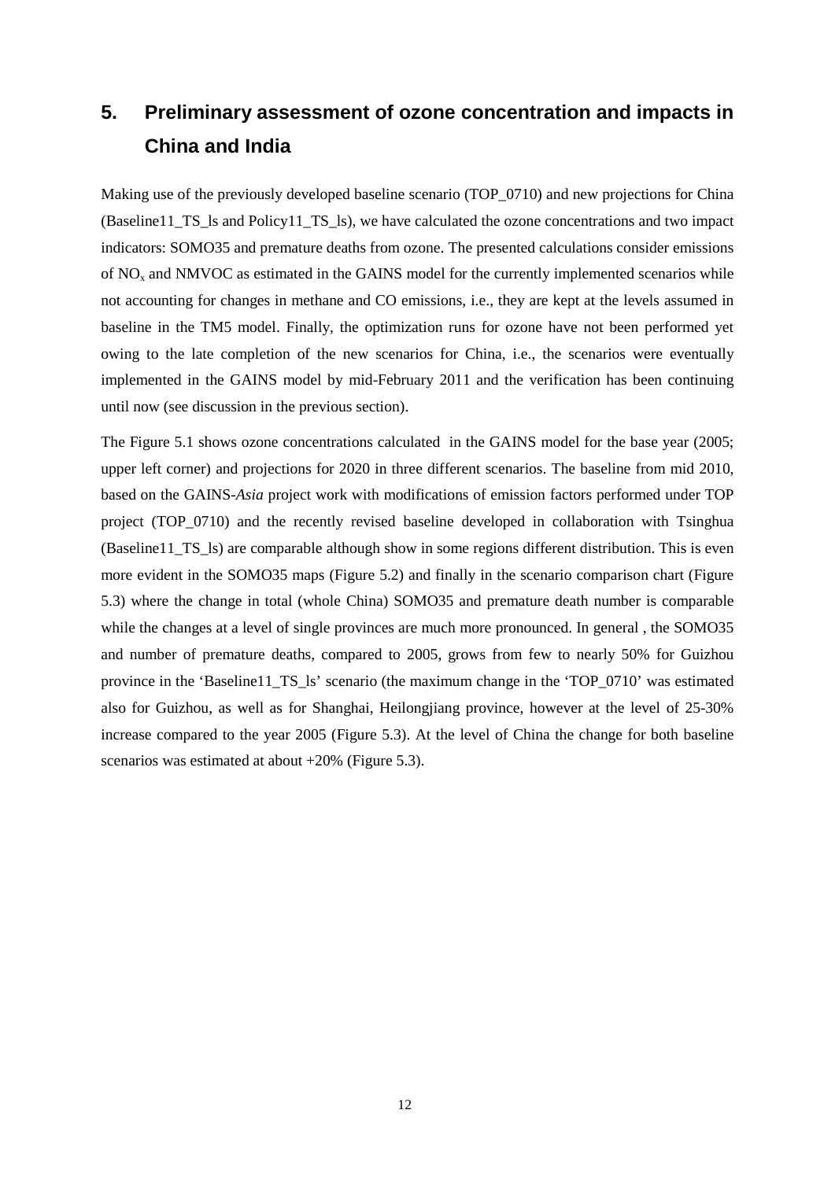# 5. Preliminary assessment of ozone concentration and impacts in China and India

Making use of the previously developed baseline scenario (TOP_0710) and new projections for China (Baseline11_TS_ls and Policy11_TS_ls), we have calculated the ozone concentrations and two impact indicators: SOMO35 and premature deaths from ozone. The presented calculations consider emissions of $NO_x$ and NMVOC as estimated in the GAINS model for the currently implemented scenarios while not accounting for changes in methane and CO emissions, i.e., they are kept at the levels assumed in baseline in the TM5 model. Finally, the optimization runs for ozone have not been performed yet owing to the late completion of the new scenarios for China, i.e., the scenarios were eventually implemented in the GAINS model by mid-February 2011 and the verification has been continuing until now (see discussion in the previous section).

The Figure 5.1 shows ozone concentrations calculated in the GAINS model for the base year (2005; upper left corner) and projections for 2020 in three different scenarios. The baseline from mid 2010, based on the GAINS-*Asia* project work with modifications of emission factors performed under TOP project (TOP_0710) and the recently revised baseline developed in collaboration with Tsinghua (Baseline11_TS_ls) are comparable although show in some regions different distribution. This is even more evident in the SOMO35 maps (Figure 5.2) and finally in the scenario comparison chart (Figure 5.3) where the change in total (whole China) SOMO35 and premature death number is comparable while the changes at a level of single provinces are much more pronounced. In general , the SOMO35 and number of premature deaths, compared to 2005, grows from few to nearly 50% for Guizhou province in the 'Baseline11_TS_ls' scenario (the maximum change in the 'TOP_0710' was estimated also for Guizhou, as well as for Shanghai, Heilongjiang province, however at the level of 25-30% increase compared to the year 2005 (Figure 5.3). At the level of China the change for both baseline scenarios was estimated at about +20% (Figure 5.3).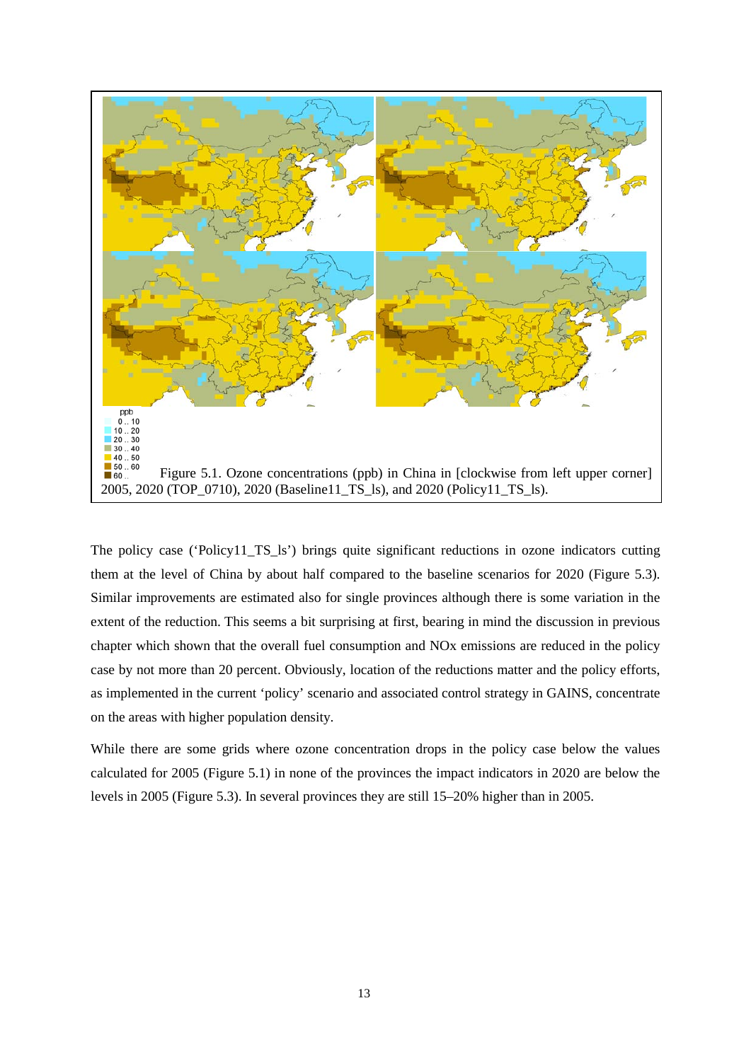ppb
0 .. 10
10 .. 20
20 .. 30
30 .. 40
40 .. 50
50 .. 60
60 ..

Figure 5.1. Ozone concentrations (ppb) in China in [clockwise from left upper corner] 2005, 2020 (TOP_0710), 2020 (Baseline11_TS_ls), and 2020 (Policy11_TS_ls).

The policy case ('Policy11_TS_ls') brings quite significant reductions in ozone indicators cutting them at the level of China by about half compared to the baseline scenarios for 2020 (Figure 5.3). Similar improvements are estimated also for single provinces although there is some variation in the extent of the reduction. This seems a bit surprising at first, bearing in mind the discussion in previous chapter which shown that the overall fuel consumption and NOx emissions are reduced in the policy case by not more than 20 percent. Obviously, location of the reductions matter and the policy efforts, as implemented in the current 'policy' scenario and associated control strategy in GAINS, concentrate on the areas with higher population density.

While there are some grids where ozone concentration drops in the policy case below the values calculated for 2005 (Figure 5.1) in none of the provinces the impact indicators in 2020 are below the levels in 2005 (Figure 5.3). In several provinces they are still 15–20% higher than in 2005.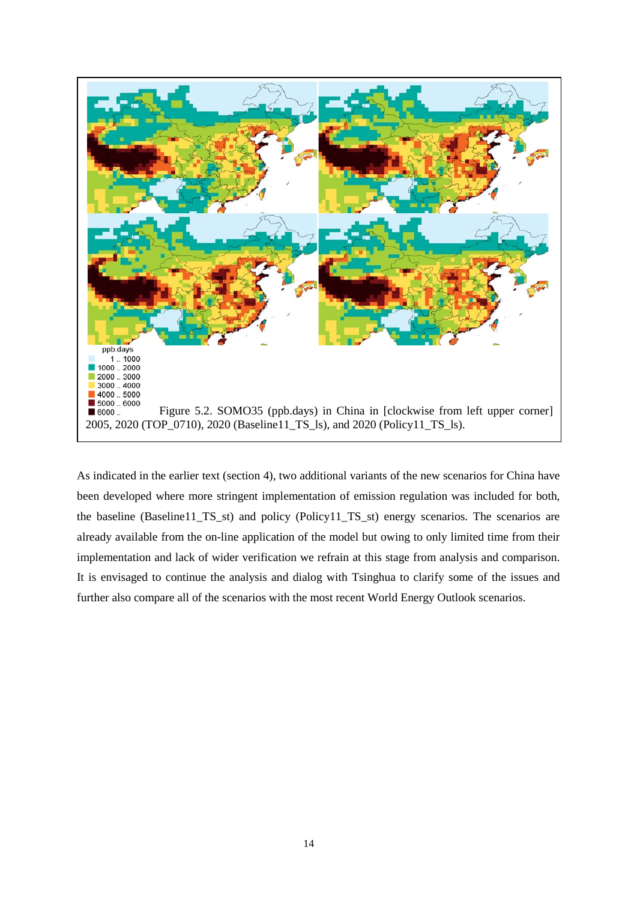ppb.days

- 1 .. 1000
- 1000 .. 2000
- 2000 .. 3000
- 3000 .. 4000
- 4000 .. 5000
- 5000 .. 6000
- 6000 ..

Figure 5.2. SOMO35 (ppb.days) in China in [clockwise from left upper corner] 2005, 2020 (TOP_0710), 2020 (Baseline11_TS_ls), and 2020 (Policy11_TS_ls).

As indicated in the earlier text (section 4), two additional variants of the new scenarios for China have been developed where more stringent implementation of emission regulation was included for both, the baseline (Baseline11_TS_st) and policy (Policy11_TS_st) energy scenarios. The scenarios are already available from the on-line application of the model but owing to only limited time from their implementation and lack of wider verification we refrain at this stage from analysis and comparison. It is envisaged to continue the analysis and dialog with Tsinghua to clarify some of the issues and further also compare all of the scenarios with the most recent World Energy Outlook scenarios.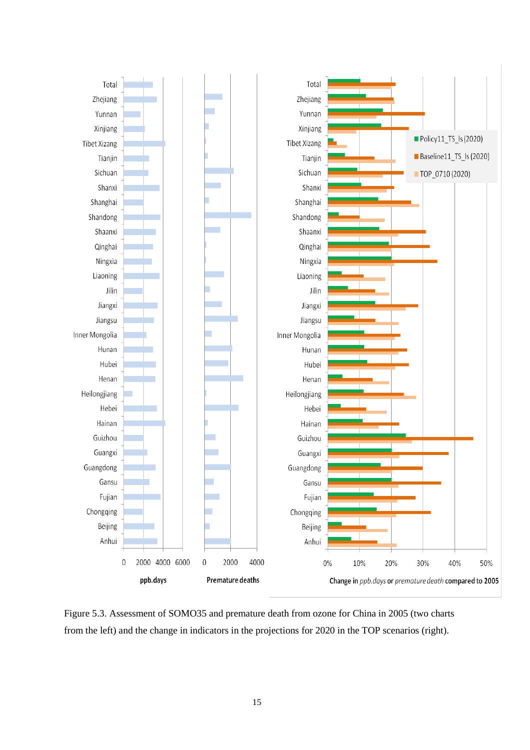Figure 5.3. Assessment of SOMO35 and premature death from ozone for China in 2005 (two charts from the left) and the change in indicators in the projections for 2020 in the TOP scenarios (right).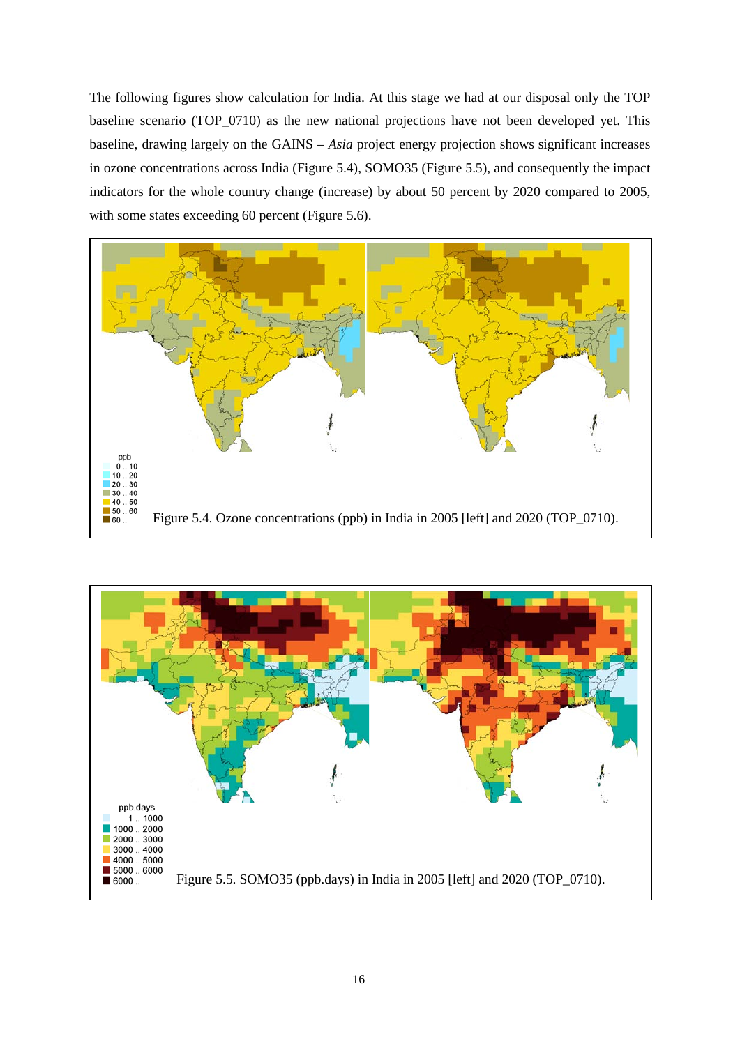The following figures show calculation for India. At this stage we had at our disposal only the TOP baseline scenario (TOP_0710) as the new national projections have not been developed yet. This baseline, drawing largely on the GAINS – *Asia* project energy projection shows significant increases in ozone concentrations across India (Figure 5.4), SOMO35 (Figure 5.5), and consequently the impact indicators for the whole country change (increase) by about 50 percent by 2020 compared to 2005, with some states exceeding 60 percent (Figure 5.6).

Figure 5.4. Ozone concentrations (ppb) in India in 2005 [left] and 2020 (TOP_0710).

Figure 5.5. SOMO35 (ppb.days) in India in 2005 [left] and 2020 (TOP_0710).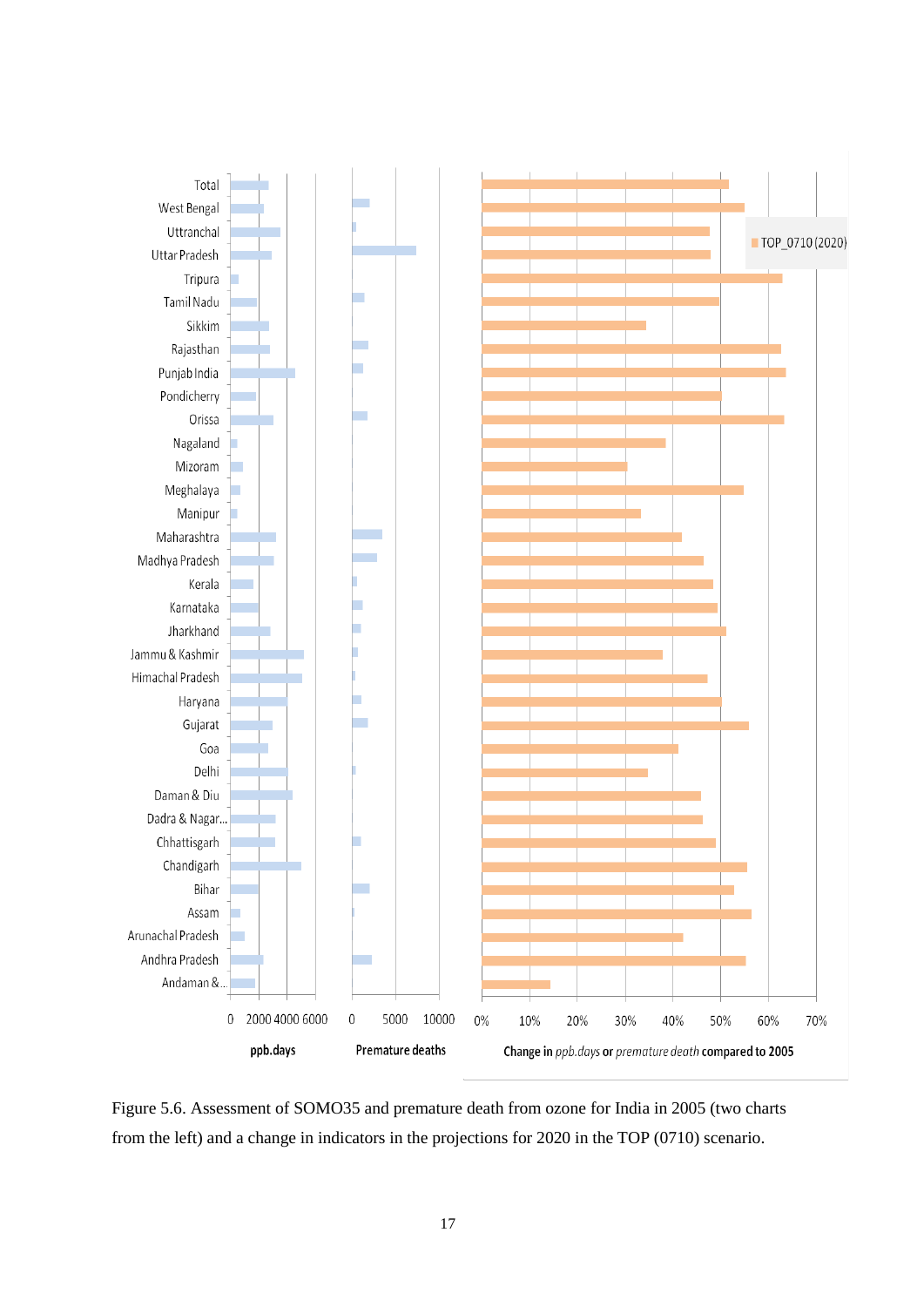Figure 5.6. Assessment of SOMO35 and premature death from ozone for India in 2005 (two charts from the left) and a change in indicators in the projections for 2020 in the TOP (0710) scenario.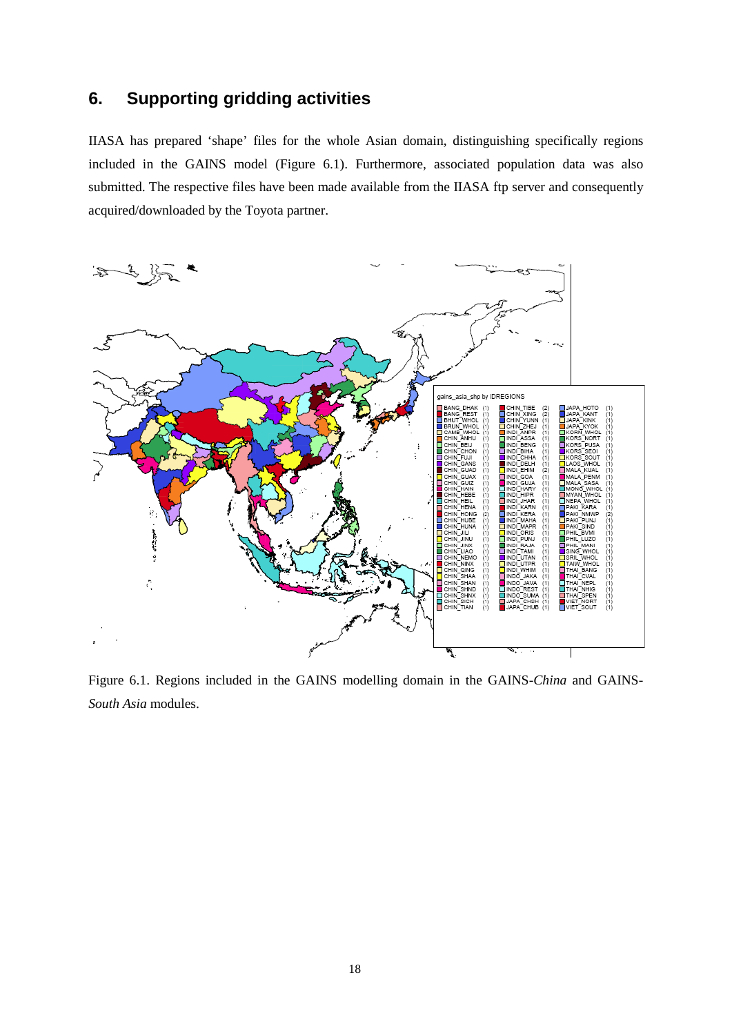## 6. Supporting gridding activities

IIASA has prepared 'shape' files for the whole Asian domain, distinguishing specifically regions included in the GAINS model (Figure 6.1). Furthermore, associated population data was also submitted. The respective files have been made available from the IIASA ftp server and consequently acquired/downloaded by the Toyota partner.

Figure 6.1. Regions included in the GAINS modelling domain in the GAINS-*China* and GAINS-*South Asia* modules.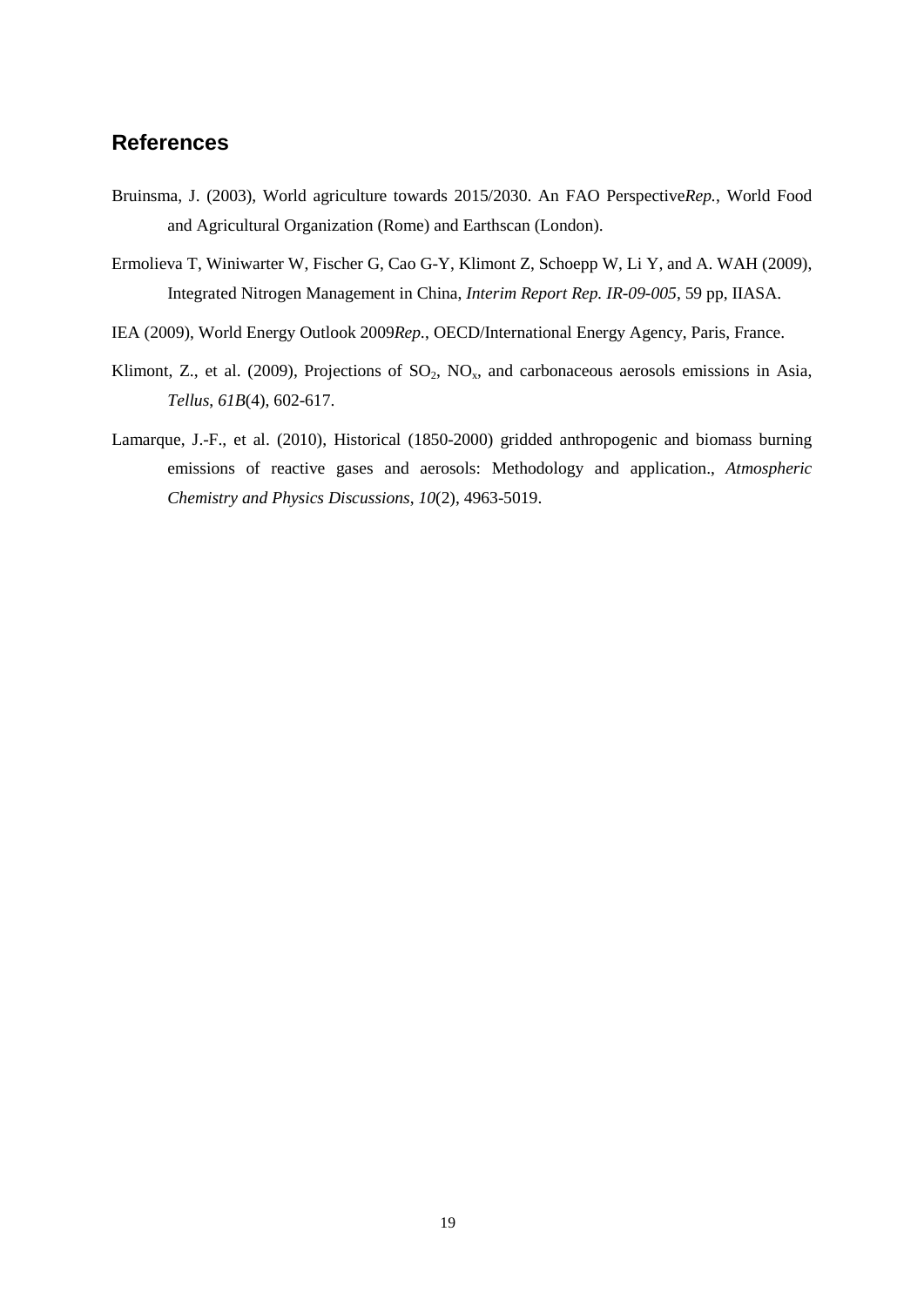## References

Bruinsma, J. (2003), World agriculture towards 2015/2030. An FAO Perspective*Rep.*, World Food and Agricultural Organization (Rome) and Earthscan (London).

Ermolieva T, Winiwarter W, Fischer G, Cao G-Y, Klimont Z, Schoepp W, Li Y, and A. WAH (2009), Integrated Nitrogen Management in China, *Interim Report Rep. IR-09-005*, 59 pp, IIASA.

IEA (2009), World Energy Outlook 2009*Rep.*, OECD/International Energy Agency, Paris, France.

Klimont, Z., et al. (2009), Projections of $SO_2$, $NO_x$, and carbonaceous aerosols emissions in Asia, *Tellus*, *61B*(4), 602-617.

Lamarque, J.-F., et al. (2010), Historical (1850-2000) gridded anthropogenic and biomass burning emissions of reactive gases and aerosols: Methodology and application., *Atmospheric Chemistry and Physics Discussions*, *10*(2), 4963-5019.